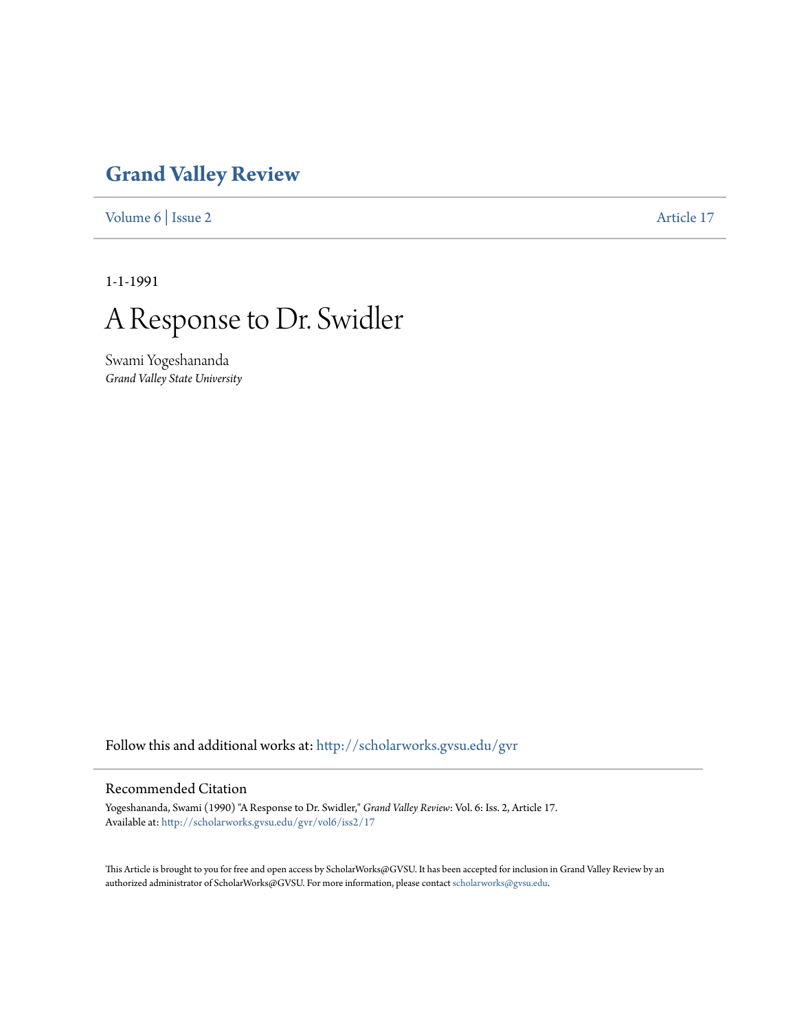# Grand Valley Review

Volume 6 | Issue 2 Article 17

1-1-1991

# A Response to Dr. Swidler

Swami Yogeshananda
*Grand Valley State University*

Follow this and additional works at: http://scholarworks.gvsu.edu/gvr

## Recommended Citation

Yogeshananda, Swami (1990) "A Response to Dr. Swidler," *Grand Valley Review*: Vol. 6: Iss. 2, Article 17.
Available at: http://scholarworks.gvsu.edu/gvr/vol6/iss2/17

This Article is brought to you for free and open access by ScholarWorks@GVSU. It has been accepted for inclusion in Grand Valley Review by an authorized administrator of ScholarWorks@GVSU. For more information, please contact scholarworks@gvsu.edu.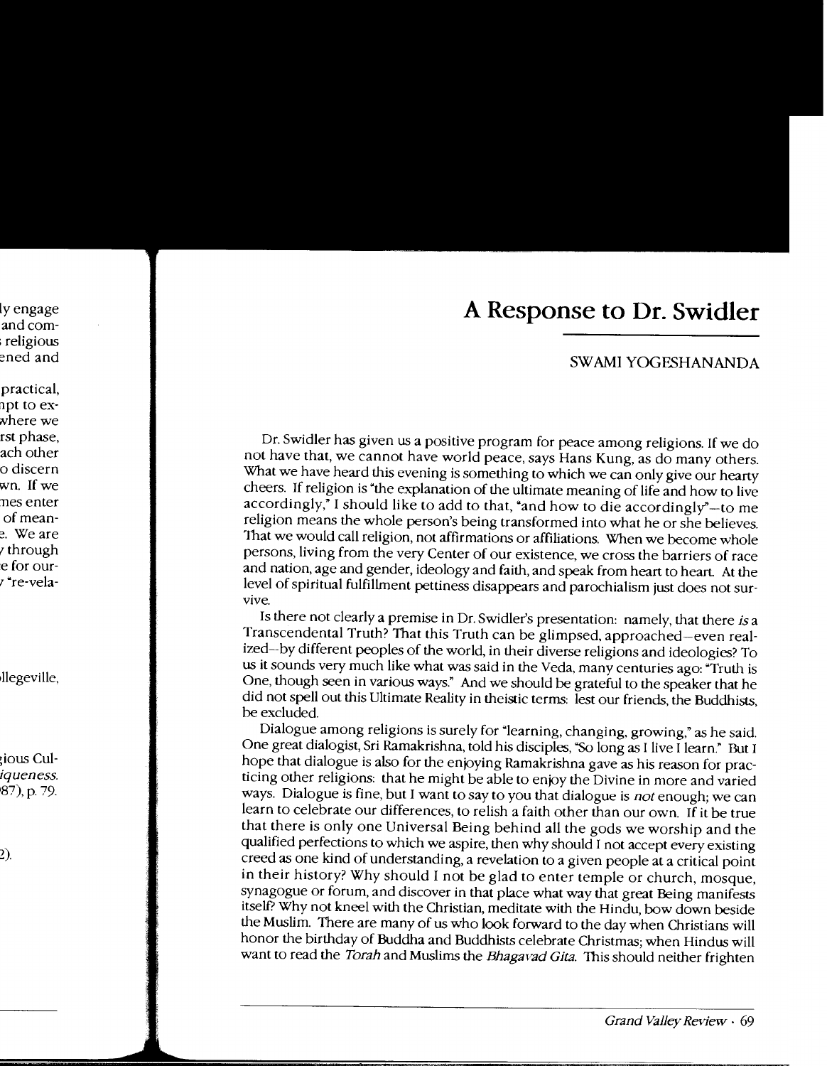# A Response to Dr. Swidler

SWAMI YOGESHANANDA

Dr. Swidler has given us a positive program for peace among religions. If we do not have that, we cannot have world peace, says Hans Kung, as do many others. What we have heard this evening is something to which we can only give our hearty cheers. If religion is "the explanation of the ultimate meaning of life and how to live accordingly," I should like to add to that, "and how to die accordingly"—to me religion means the whole person's being transformed into what he or she believes. That we would call religion, not affirmations or affiliations. When we become whole persons, living from the very Center of our existence, we cross the barriers of race and nation, age and gender, ideology and faith, and speak from heart to heart. At the level of spiritual fulfillment pettiness disappears and parochialism just does not survive.

Is there not clearly a premise in Dr. Swidler's presentation: namely, that there *is* a Transcendental Truth? That this Truth can be glimpsed, approached—even realized—by different peoples of the world, in their diverse religions and ideologies? To us it sounds very much like what was said in the Veda, many centuries ago: "Truth is One, though seen in various ways." And we should be grateful to the speaker that he did not spell out this Ultimate Reality in theistic terms: lest our friends, the Buddhists, be excluded.

Dialogue among religions is surely for "learning, changing, growing," as he said. One great dialogist, Sri Ramakrishna, told his disciples, "So long as I live I learn." But I hope that dialogue is also for the enjoying Ramakrishna gave as his reason for practicing other religions: that he might be able to enjoy the Divine in more and varied ways. Dialogue is fine, but I want to say to you that dialogue is *not* enough; we can learn to celebrate our differences, to relish a faith other than our own. If it be true that there is only one Universal Being behind all the gods we worship and the qualified perfections to which we aspire, then why should I not accept every existing creed as one kind of understanding, a revelation to a given people at a critical point in their history? Why should I not be glad to enter temple or church, mosque, synagogue or forum, and discover in that place what way that great Being manifests itself? Why not kneel with the Christian, meditate with the Hindu, bow down beside the Muslim. There are many of us who look forward to the day when Christians will honor the birthday of Buddha and Buddhists celebrate Christmas; when Hindus will want to read the *Torah* and Muslims the *Bhagavad Gita*. This should neither frighten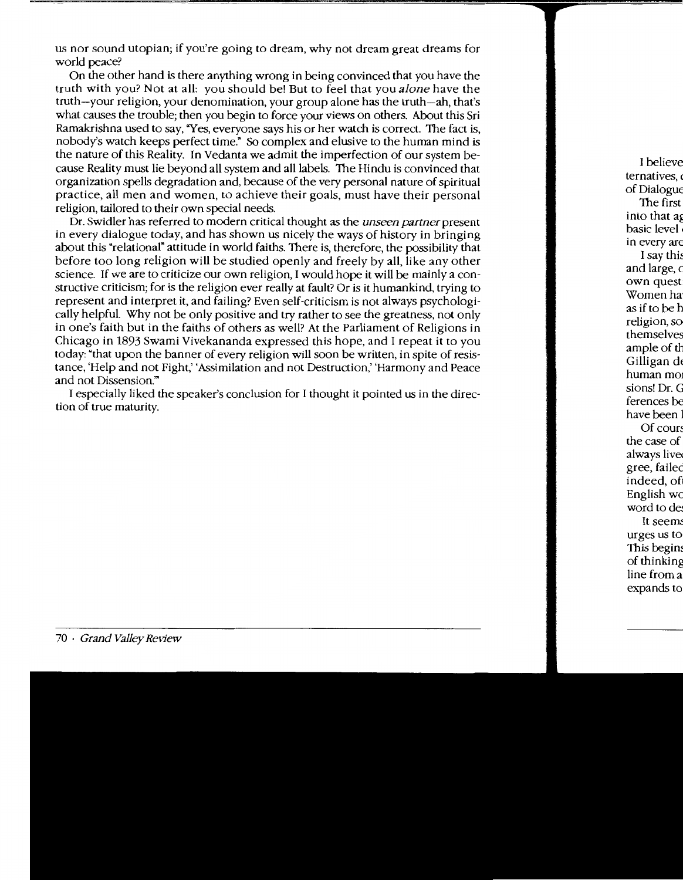us nor sound utopian; if you're going to dream, why not dream great dreams for world peace?

On the other hand is there anything wrong in being convinced that you have the truth with you? Not at all: you should be! But to feel that you *alone* have the truth—your religion, your denomination, your group alone has the truth—ah, that's what causes the trouble; then you begin to force your views on others. About this Sri Ramakrishna used to say, "Yes, everyone says his or her watch is correct. The fact is, nobody's watch keeps perfect time." So complex and elusive to the human mind is the nature of this Reality. In Vedanta we admit the imperfection of our system because Reality must lie beyond all system and all labels. The Hindu is convinced that organization spells degradation and, because of the very personal nature of spiritual practice, all men and women, to achieve their goals, must have their personal religion, tailored to their own special needs.

Dr. Swidler has referred to modern critical thought as the *unseen partner* present in every dialogue today, and has shown us nicely the ways of history in bringing about this "relational" attitude in world faiths. There is, therefore, the possibility that before too long religion will be studied openly and freely by all, like any other science. If we are to criticize our own religion, I would hope it will be mainly a constructive criticism; for is the religion ever really at fault? Or is it humankind, trying to represent and interpret it, and failing? Even self-criticism is not always psychologically helpful. Why not be only positive and try rather to see the greatness, not only in one's faith but in the faiths of others as well? At the Parliament of Religions in Chicago in 1893 Swami Vivekananda expressed this hope, and I repeat it to you today: "that upon the banner of every religion will soon be written, in spite of resistance, 'Help and not Fight,' 'Assimilation and not Destruction,' 'Harmony and Peace and not Dissension.'"

I especially liked the speaker's conclusion for I thought it pointed us in the direction of true maturity.